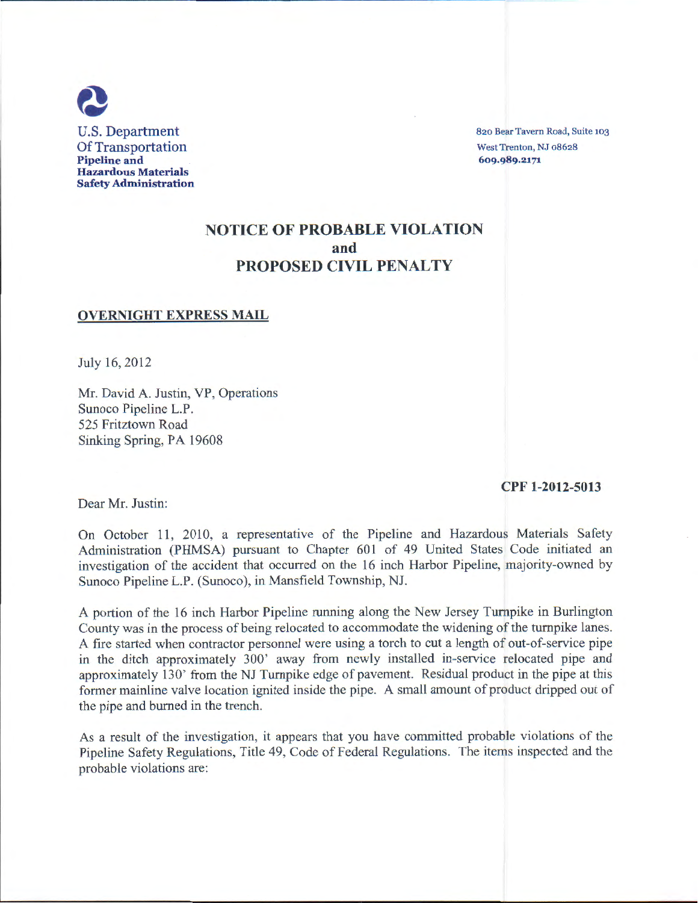U.S. Department
Of Transportation
**Pipeline and Hazardous Materials Safety Administration**

820 Bear Tavern Road, Suite 103
West Trenton, NJ 08628
**609.989.2171**

# NOTICE OF PROBABLE VIOLATION and PROPOSED CIVIL PENALTY

**OVERNIGHT EXPRESS MAIL**

July 16, 2012

Mr. David A. Justin, VP, Operations
Sunoco Pipeline L.P.
525 Fritztown Road
Sinking Spring, PA 19608

**CPF 1-2012-5013**

Dear Mr. Justin:

On October 11, 2010, a representative of the Pipeline and Hazardous Materials Safety Administration (PHMSA) pursuant to Chapter 601 of 49 United States Code initiated an investigation of the accident that occurred on the 16 inch Harbor Pipeline, majority-owned by Sunoco Pipeline L.P. (Sunoco), in Mansfield Township, NJ.

A portion of the 16 inch Harbor Pipeline running along the New Jersey Turnpike in Burlington County was in the process of being relocated to accommodate the widening of the turnpike lanes. A fire started when contractor personnel were using a torch to cut a length of out-of-service pipe in the ditch approximately 300' away from newly installed in-service relocated pipe and approximately 130' from the NJ Turnpike edge of pavement. Residual product in the pipe at this former mainline valve location ignited inside the pipe. A small amount of product dripped out of the pipe and burned in the trench.

As a result of the investigation, it appears that you have committed probable violations of the Pipeline Safety Regulations, Title 49, Code of Federal Regulations. The items inspected and the probable violations are: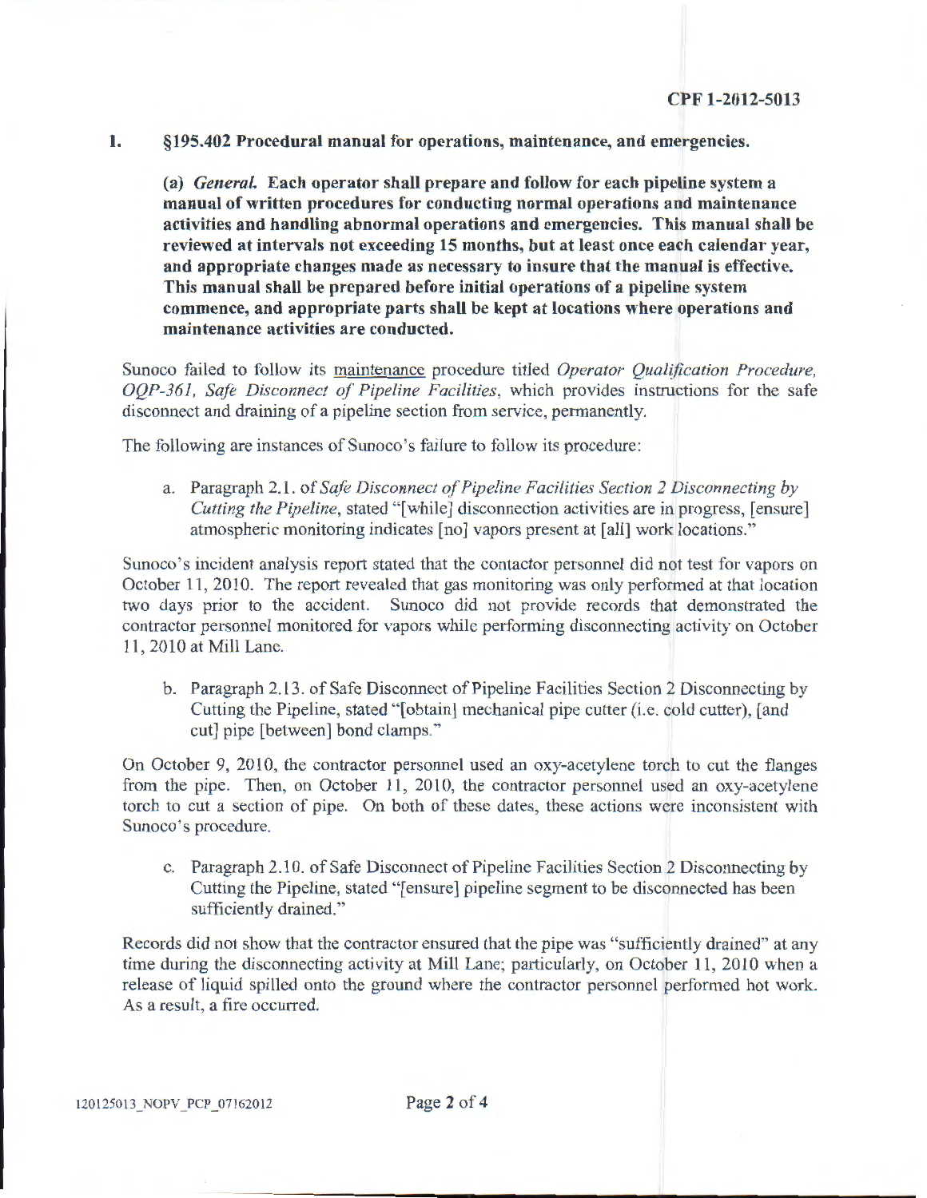**1. §195.402 Procedural manual for operations, maintenance, and emergencies.**

**(a)** ***General.*** **Each operator shall prepare and follow for each pipeline system a manual of written procedures for conducting normal operations and maintenance activities and handling abnormal operations and emergencies. This manual shall be reviewed at intervals not exceeding 15 months, but at least once each calendar year, and appropriate changes made as necessary to insure that the manual is effective. This manual shall be prepared before initial operations of a pipeline system commence, and appropriate parts shall be kept at locations where operations and maintenance activities are conducted.**

Sunoco failed to follow its maintenance procedure titled *Operator Qualification Procedure, OQP-361, Safe Disconnect of Pipeline Facilities*, which provides instructions for the safe disconnect and draining of a pipeline section from service, permanently.

The following are instances of Sunoco's failure to follow its procedure:

a. Paragraph 2.1. of *Safe Disconnect of Pipeline Facilities Section 2 Disconnecting by Cutting the Pipeline*, stated "[while] disconnection activities are in progress, [ensure] atmospheric monitoring indicates [no] vapors present at [all] work locations."

Sunoco's incident analysis report stated that the contactor personnel did not test for vapors on October 11, 2010. The report revealed that gas monitoring was only performed at that location two days prior to the accident. Sunoco did not provide records that demonstrated the contractor personnel monitored for vapors while performing disconnecting activity on October 11, 2010 at Mill Lane.

b. Paragraph 2.13. of Safe Disconnect of Pipeline Facilities Section 2 Disconnecting by Cutting the Pipeline, stated "[obtain] mechanical pipe cutter (i.e. cold cutter), [and cut] pipe [between] bond clamps."

On October 9, 2010, the contractor personnel used an oxy-acetylene torch to cut the flanges from the pipe. Then, on October 11, 2010, the contractor personnel used an oxy-acetylene torch to cut a section of pipe. On both of these dates, these actions were inconsistent with Sunoco's procedure.

c. Paragraph 2.10. of Safe Disconnect of Pipeline Facilities Section 2 Disconnecting by Cutting the Pipeline, stated "[ensure] pipeline segment to be disconnected has been sufficiently drained."

Records did not show that the contractor ensured that the pipe was "sufficiently drained" at any time during the disconnecting activity at Mill Lane; particularly, on October 11, 2010 when a release of liquid spilled onto the ground where the contractor personnel performed hot work. As a result, a fire occurred.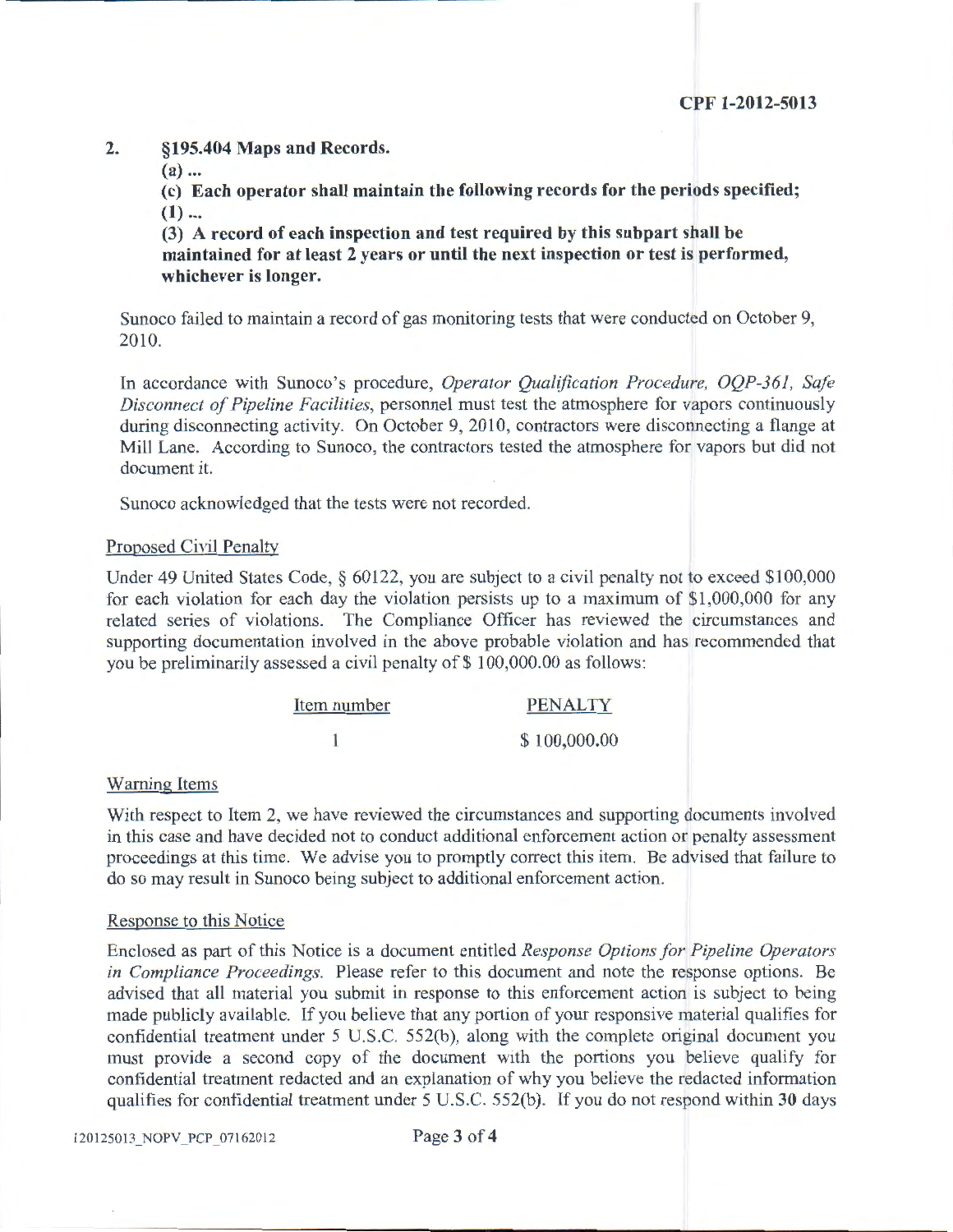2. **§195.404 Maps and Records.**

**(a) ...**

**(c) Each operator shall maintain the following records for the periods specified;**

**(1) ...**

**(3) A record of each inspection and test required by this subpart shall be maintained for at least 2 years or until the next inspection or test is performed, whichever is longer.**

Sunoco failed to maintain a record of gas monitoring tests that were conducted on October 9, 2010.

In accordance with Sunoco's procedure, *Operator Qualification Procedure, OQP-361, Safe Disconnect of Pipeline Facilities*, personnel must test the atmosphere for vapors continuously during disconnecting activity. On October 9, 2010, contractors were disconnecting a flange at Mill Lane. According to Sunoco, the contractors tested the atmosphere for vapors but did not document it.

Sunoco acknowledged that the tests were not recorded.

Proposed Civil Penalty

Under 49 United States Code, § 60122, you are subject to a civil penalty not to exceed $100,000 for each violation for each day the violation persists up to a maximum of $1,000,000 for any related series of violations. The Compliance Officer has reviewed the circumstances and supporting documentation involved in the above probable violation and has recommended that you be preliminarily assessed a civil penalty of $ 100,000.00 as follows:

| Item number | PENALTY |
|---|---|
| 1 | $ 100,000.00 |

Warning Items

With respect to Item 2, we have reviewed the circumstances and supporting documents involved in this case and have decided not to conduct additional enforcement action or penalty assessment proceedings at this time. We advise you to promptly correct this item. Be advised that failure to do so may result in Sunoco being subject to additional enforcement action.

Response to this Notice

Enclosed as part of this Notice is a document entitled *Response Options for Pipeline Operators in Compliance Proceedings*. Please refer to this document and note the response options. Be advised that all material you submit in response to this enforcement action is subject to being made publicly available. If you believe that any portion of your responsive material qualifies for confidential treatment under 5 U.S.C. 552(b), along with the complete original document you must provide a second copy of the document with the portions you believe qualify for confidential treatment redacted and an explanation of why you believe the redacted information qualifies for confidential treatment under 5 U.S.C. 552(b). If you do not respond within **30** days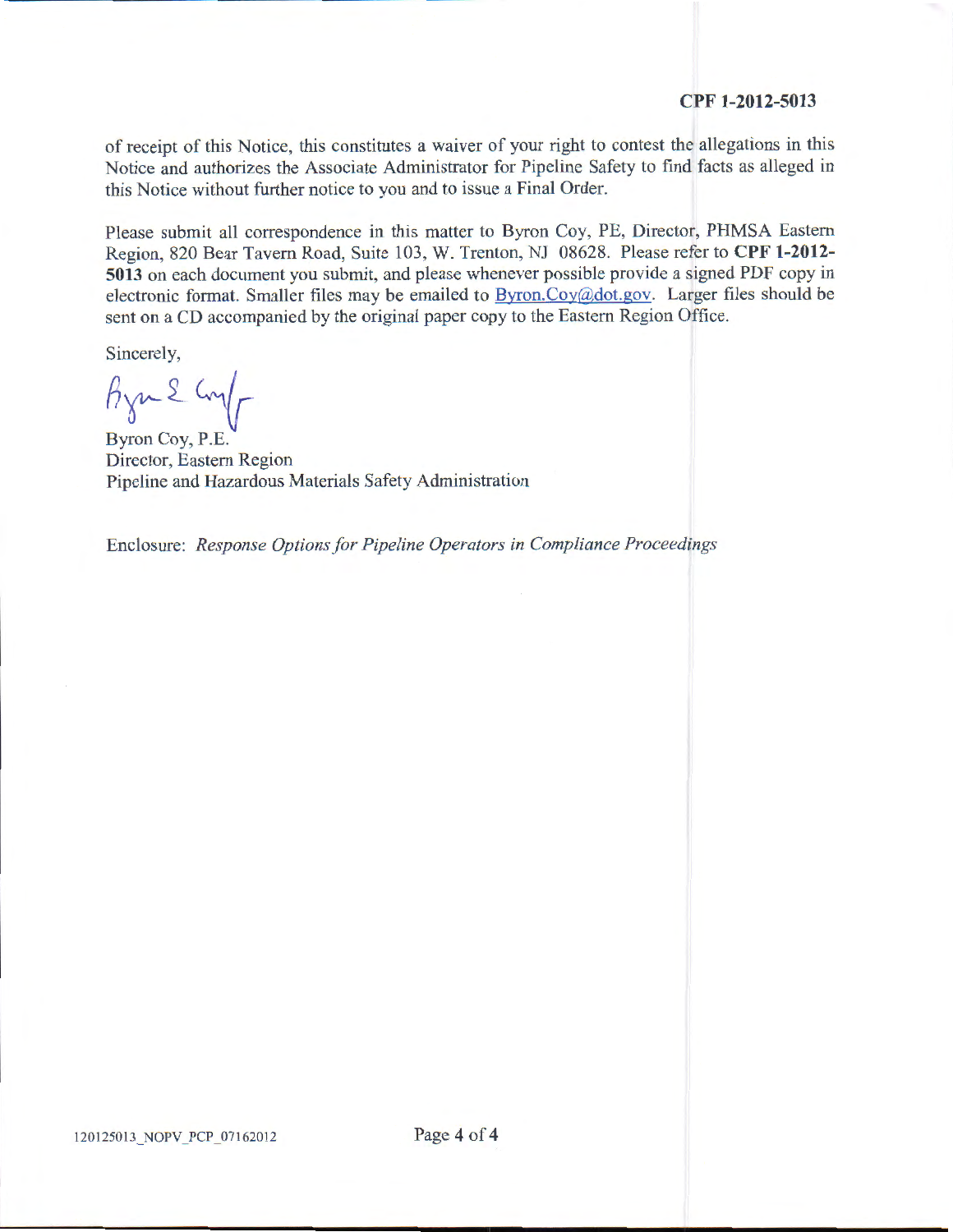of receipt of this Notice, this constitutes a waiver of your right to contest the allegations in this Notice and authorizes the Associate Administrator for Pipeline Safety to find facts as alleged in this Notice without further notice to you and to issue a Final Order.

Please submit all correspondence in this matter to Byron Coy, PE, Director, PHMSA Eastern Region, 820 Bear Tavern Road, Suite 103, W. Trenton, NJ 08628. Please refer to **CPF 1-2012-5013** on each document you submit, and please whenever possible provide a signed PDF copy in electronic format. Smaller files may be emailed to Byron.Coy@dot.gov. Larger files should be sent on a CD accompanied by the original paper copy to the Eastern Region Office.

Sincerely,

Byron Coy, P.E.
Director, Eastern Region
Pipeline and Hazardous Materials Safety Administration

Enclosure: *Response Options for Pipeline Operators in Compliance Proceedings*

120125013_NOPV_PCP_07162012